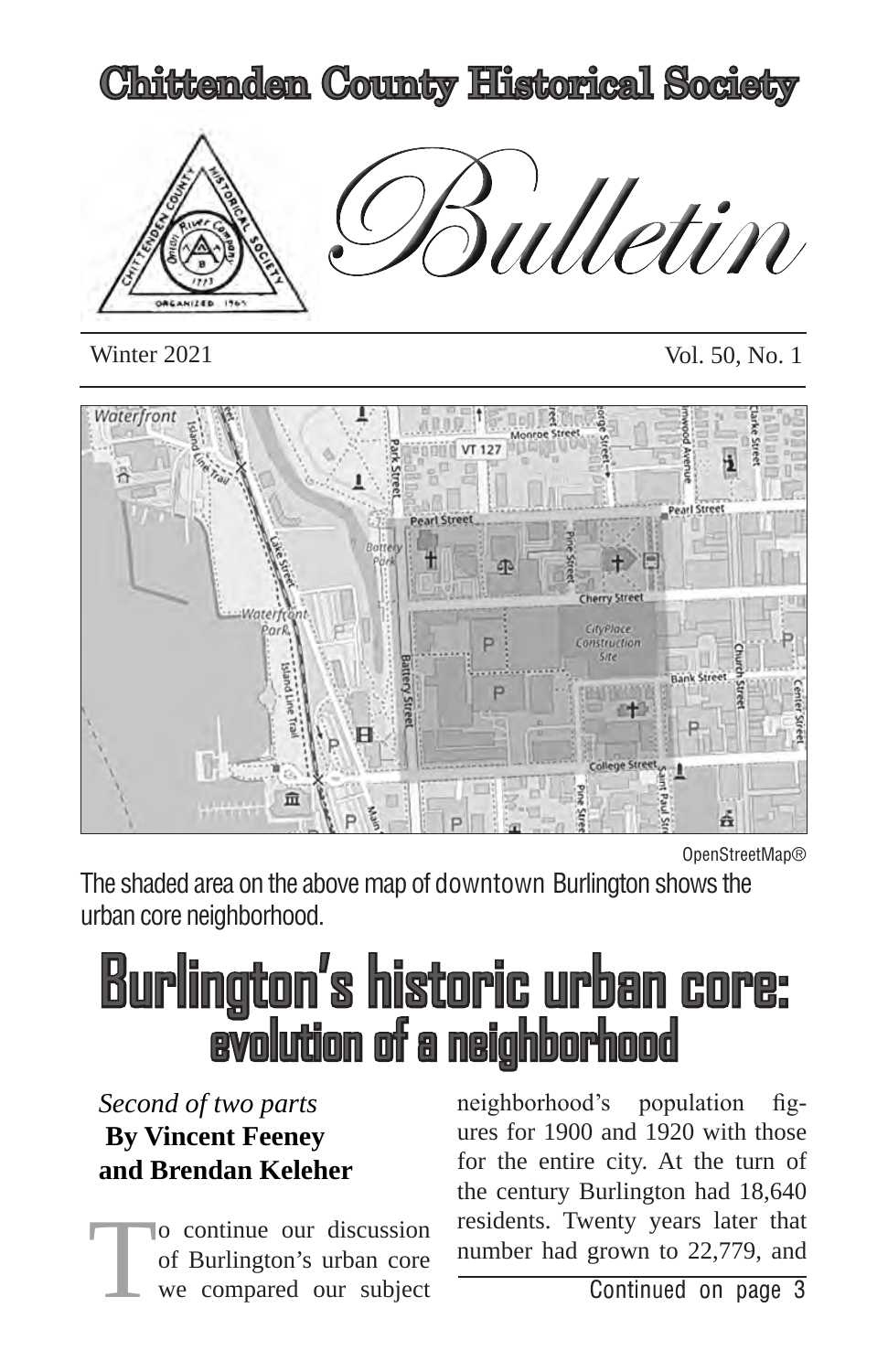# Chittenden County Historical Society

# Bulletin

Winter 2021 Vol. 50, No. 1

OpenStreetMap®

The shaded area on the above map of downtown Burlington shows the urban core neighborhood.

# Burlington's historic urban core: evolution of a neighborhood

*Second of two parts*

**By Vincent Feeney and Brendan Keleher**

To continue our discussion of Burlington's urban core we compared our subject neighborhood's population figures for 1900 and 1920 with those for the entire city. At the turn of the century Burlington had 18,640 residents. Twenty years later that number had grown to 22,779, and

Continued on page 3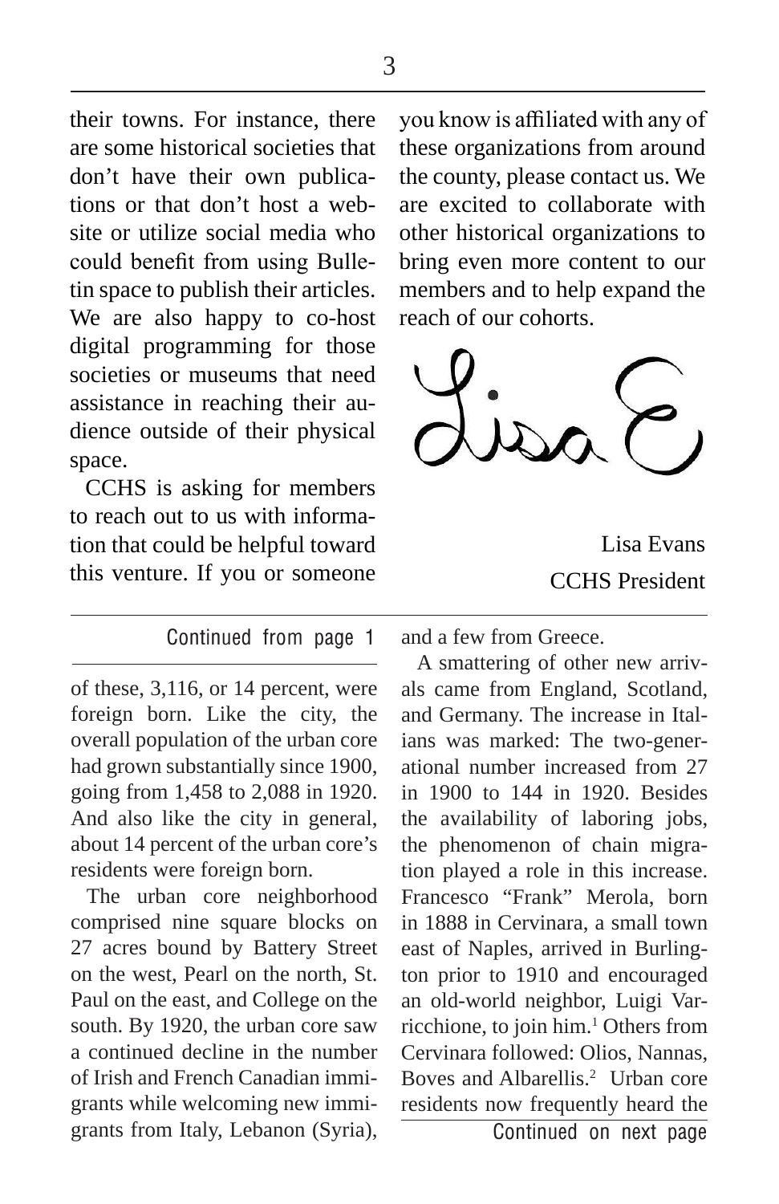their towns. For instance, there are some historical societies that don't have their own publications or that don't host a website or utilize social media who could benefit from using Bulletin space to publish their articles. We are also happy to co-host digital programming for those societies or museums that need assistance in reaching their audience outside of their physical space.

CCHS is asking for members to reach out to us with information that could be helpful toward this venture. If you or someone you know is affiliated with any of these organizations from around the county, please contact us. We are excited to collaborate with other historical organizations to bring even more content to our members and to help expand the reach of our cohorts.

Lisa E

Lisa Evans
CCHS President

---

Continued from page 1

of these, 3,116, or 14 percent, were foreign born. Like the city, the overall population of the urban core had grown substantially since 1900, going from 1,458 to 2,088 in 1920. And also like the city in general, about 14 percent of the urban core's residents were foreign born.

The urban core neighborhood comprised nine square blocks on 27 acres bound by Battery Street on the west, Pearl on the north, St. Paul on the east, and College on the south. By 1920, the urban core saw a continued decline in the number of Irish and French Canadian immigrants while welcoming new immigrants from Italy, Lebanon (Syria), and a few from Greece.

A smattering of other new arrivals came from England, Scotland, and Germany. The increase in Italians was marked: The two-generational number increased from 27 in 1900 to 144 in 1920. Besides the availability of laboring jobs, the phenomenon of chain migration played a role in this increase. Francesco "Frank" Merola, born in 1888 in Cervinara, a small town east of Naples, arrived in Burlington prior to 1910 and encouraged an old-world neighbor, Luigi Varricchione, to join him.[1] Others from Cervinara followed: Olios, Nannas, Boves and Albarellis.[2] Urban core residents now frequently heard the

Continued on next page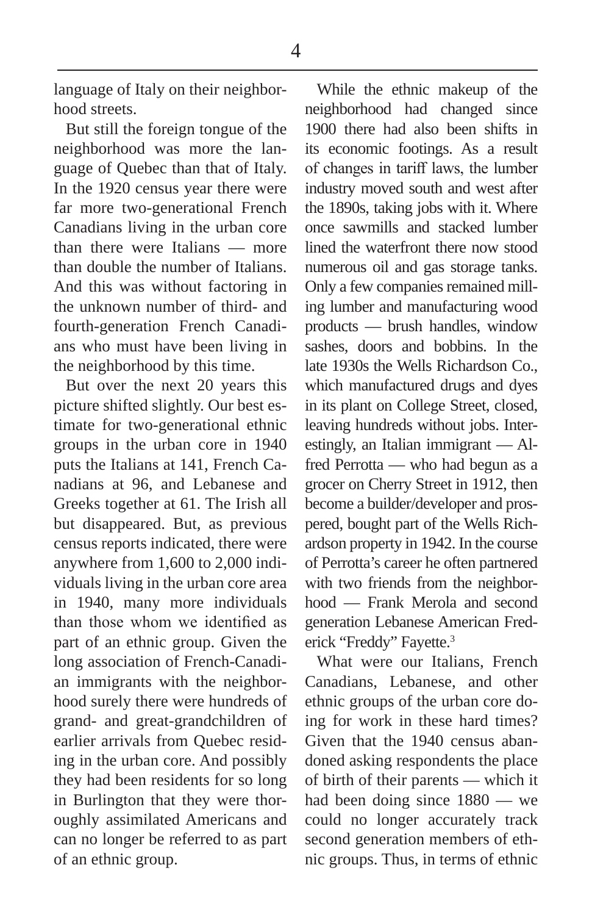language of Italy on their neighborhood streets.

But still the foreign tongue of the neighborhood was more the language of Quebec than that of Italy. In the 1920 census year there were far more two-generational French Canadians living in the urban core than there were Italians — more than double the number of Italians. And this was without factoring in the unknown number of third- and fourth-generation French Canadians who must have been living in the neighborhood by this time.

But over the next 20 years this picture shifted slightly. Our best estimate for two-generational ethnic groups in the urban core in 1940 puts the Italians at 141, French Canadians at 96, and Lebanese and Greeks together at 61. The Irish all but disappeared. But, as previous census reports indicated, there were anywhere from 1,600 to 2,000 individuals living in the urban core area in 1940, many more individuals than those whom we identified as part of an ethnic group. Given the long association of French-Canadian immigrants with the neighborhood surely there were hundreds of grand- and great-grandchildren of earlier arrivals from Quebec residing in the urban core. And possibly they had been residents for so long in Burlington that they were thoroughly assimilated Americans and can no longer be referred to as part of an ethnic group.

While the ethnic makeup of the neighborhood had changed since 1900 there had also been shifts in its economic footings. As a result of changes in tariff laws, the lumber industry moved south and west after the 1890s, taking jobs with it. Where once sawmills and stacked lumber lined the waterfront there now stood numerous oil and gas storage tanks. Only a few companies remained milling lumber and manufacturing wood products — brush handles, window sashes, doors and bobbins. In the late 1930s the Wells Richardson Co., which manufactured drugs and dyes in its plant on College Street, closed, leaving hundreds without jobs. Interestingly, an Italian immigrant — Alfred Perrotta — who had begun as a grocer on Cherry Street in 1912, then become a builder/developer and prospered, bought part of the Wells Richardson property in 1942. In the course of Perrotta's career he often partnered with two friends from the neighborhood — Frank Merola and second generation Lebanese American Frederick "Freddy" Fayette.[3]

What were our Italians, French Canadians, Lebanese, and other ethnic groups of the urban core doing for work in these hard times? Given that the 1940 census abandoned asking respondents the place of birth of their parents — which it had been doing since 1880 — we could no longer accurately track second generation members of ethnic groups. Thus, in terms of ethnic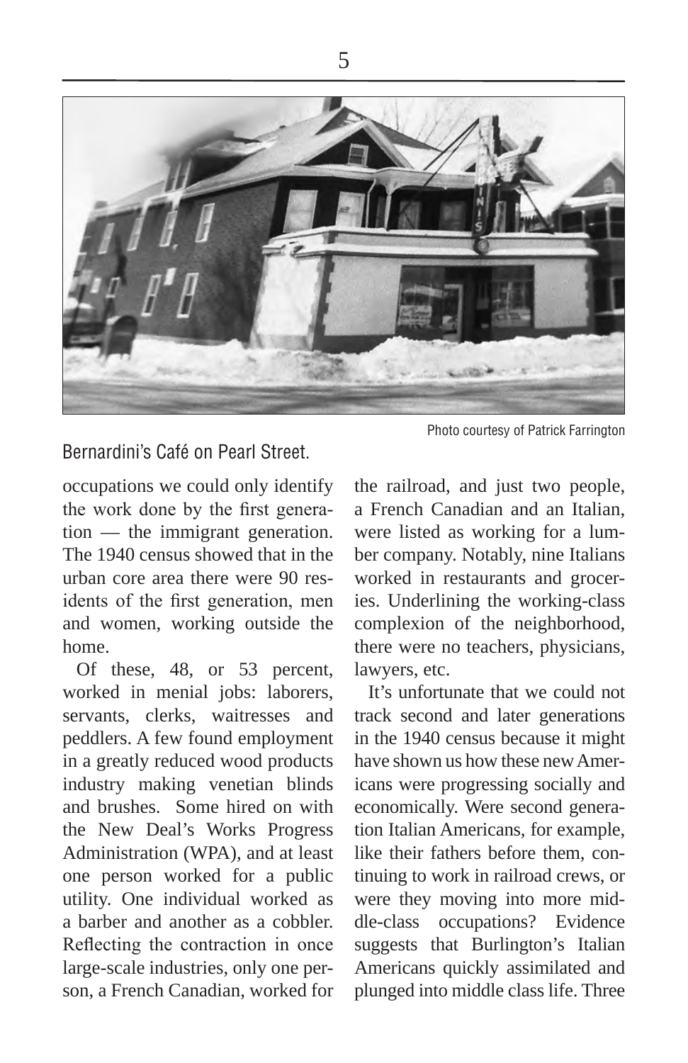Photo courtesy of Patrick Farrington

Bernardini's Café on Pearl Street.

occupations we could only identify the work done by the first generation — the immigrant generation. The 1940 census showed that in the urban core area there were 90 residents of the first generation, men and women, working outside the home.

Of these, 48, or 53 percent, worked in menial jobs: laborers, servants, clerks, waitresses and peddlers. A few found employment in a greatly reduced wood products industry making venetian blinds and brushes. Some hired on with the New Deal's Works Progress Administration (WPA), and at least one person worked for a public utility. One individual worked as a barber and another as a cobbler. Reflecting the contraction in once large-scale industries, only one person, a French Canadian, worked for the railroad, and just two people, a French Canadian and an Italian, were listed as working for a lumber company. Notably, nine Italians worked in restaurants and groceries. Underlining the working-class complexion of the neighborhood, there were no teachers, physicians, lawyers, etc.

It's unfortunate that we could not track second and later generations in the 1940 census because it might have shown us how these new Americans were progressing socially and economically. Were second generation Italian Americans, for example, like their fathers before them, continuing to work in railroad crews, or were they moving into more middle-class occupations? Evidence suggests that Burlington's Italian Americans quickly assimilated and plunged into middle class life. Three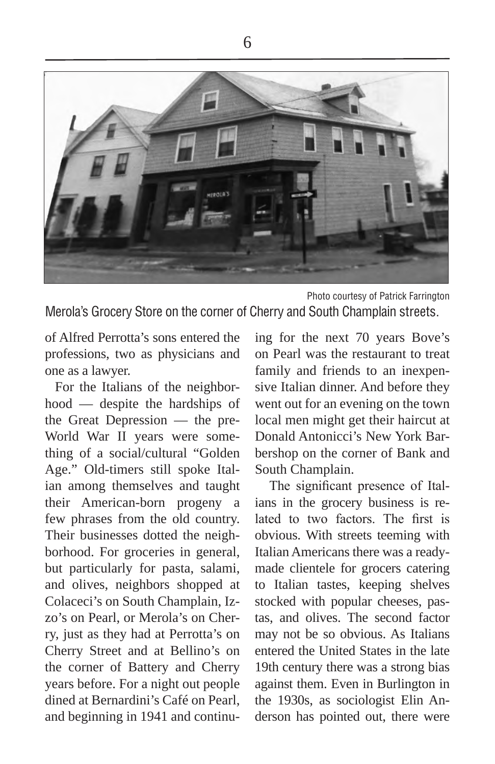Photo courtesy of Patrick Farrington

Merola's Grocery Store on the corner of Cherry and South Champlain streets.

of Alfred Perrotta's sons entered the professions, two as physicians and one as a lawyer.

For the Italians of the neighborhood — despite the hardships of the Great Depression — the pre-World War II years were something of a social/cultural "Golden Age." Old-timers still spoke Italian among themselves and taught their American-born progeny a few phrases from the old country. Their businesses dotted the neighborhood. For groceries in general, but particularly for pasta, salami, and olives, neighbors shopped at Colaceci's on South Champlain, Izzo's on Pearl, or Merola's on Cherry, just as they had at Perrotta's on Cherry Street and at Bellino's on the corner of Battery and Cherry years before. For a night out people dined at Bernardini's Café on Pearl, and beginning in 1941 and continuing for the next 70 years Bove's on Pearl was the restaurant to treat family and friends to an inexpensive Italian dinner. And before they went out for an evening on the town local men might get their haircut at Donald Antonicci's New York Barbershop on the corner of Bank and South Champlain.

The significant presence of Italians in the grocery business is related to two factors. The first is obvious. With streets teeming with Italian Americans there was a ready-made clientele for grocers catering to Italian tastes, keeping shelves stocked with popular cheeses, pastas, and olives. The second factor may not be so obvious. As Italians entered the United States in the late 19th century there was a strong bias against them. Even in Burlington in the 1930s, as sociologist Elin Anderson has pointed out, there were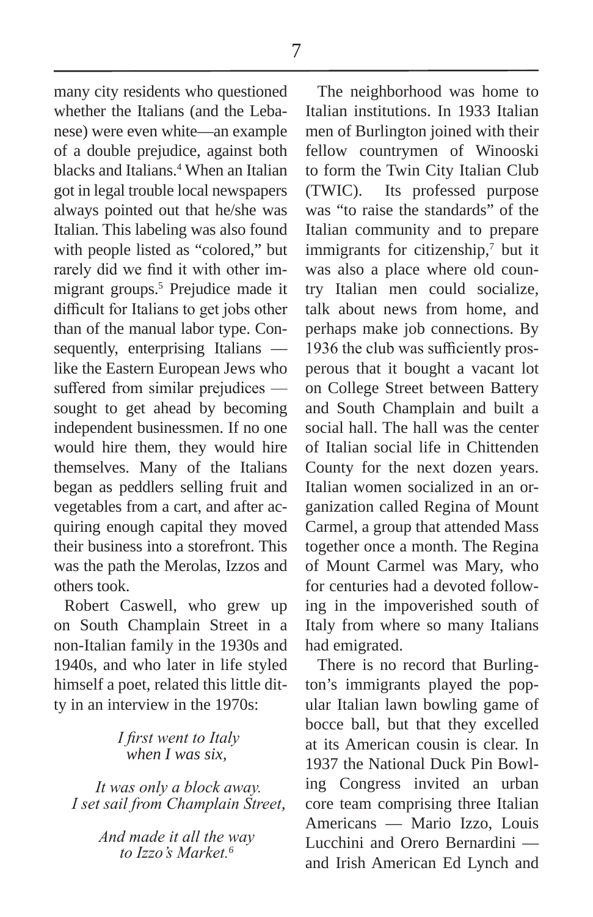many city residents who questioned whether the Italians (and the Lebanese) were even white—an example of a double prejudice, against both blacks and Italians.[4] When an Italian got in legal trouble local newspapers always pointed out that he/she was Italian. This labeling was also found with people listed as "colored," but rarely did we find it with other immigrant groups.[5] Prejudice made it difficult for Italians to get jobs other than of the manual labor type. Consequently, enterprising Italians — like the Eastern European Jews who suffered from similar prejudices — sought to get ahead by becoming independent businessmen. If no one would hire them, they would hire themselves. Many of the Italians began as peddlers selling fruit and vegetables from a cart, and after acquiring enough capital they moved their business into a storefront. This was the path the Merolas, Izzos and others took.

Robert Caswell, who grew up on South Champlain Street in a non-Italian family in the 1930s and 1940s, and who later in life styled himself a poet, related this little ditty in an interview in the 1970s:

*I first went to Italy*
*when I was six,*

*It was only a block away.*
*I set sail from Champlain Street,*

*And made it all the way*
*to Izzo's Market.*[6]

The neighborhood was home to Italian institutions. In 1933 Italian men of Burlington joined with their fellow countrymen of Winooski to form the Twin City Italian Club (TWIC). Its professed purpose was "to raise the standards" of the Italian community and to prepare immigrants for citizenship,[7] but it was also a place where old country Italian men could socialize, talk about news from home, and perhaps make job connections. By 1936 the club was sufficiently prosperous that it bought a vacant lot on College Street between Battery and South Champlain and built a social hall. The hall was the center of Italian social life in Chittenden County for the next dozen years. Italian women socialized in an organization called Regina of Mount Carmel, a group that attended Mass together once a month. The Regina of Mount Carmel was Mary, who for centuries had a devoted following in the impoverished south of Italy from where so many Italians had emigrated.

There is no record that Burlington's immigrants played the popular Italian lawn bowling game of bocce ball, but that they excelled at its American cousin is clear. In 1937 the National Duck Pin Bowling Congress invited an urban core team comprising three Italian Americans — Mario Izzo, Louis Lucchini and Orero Bernardini — and Irish American Ed Lynch and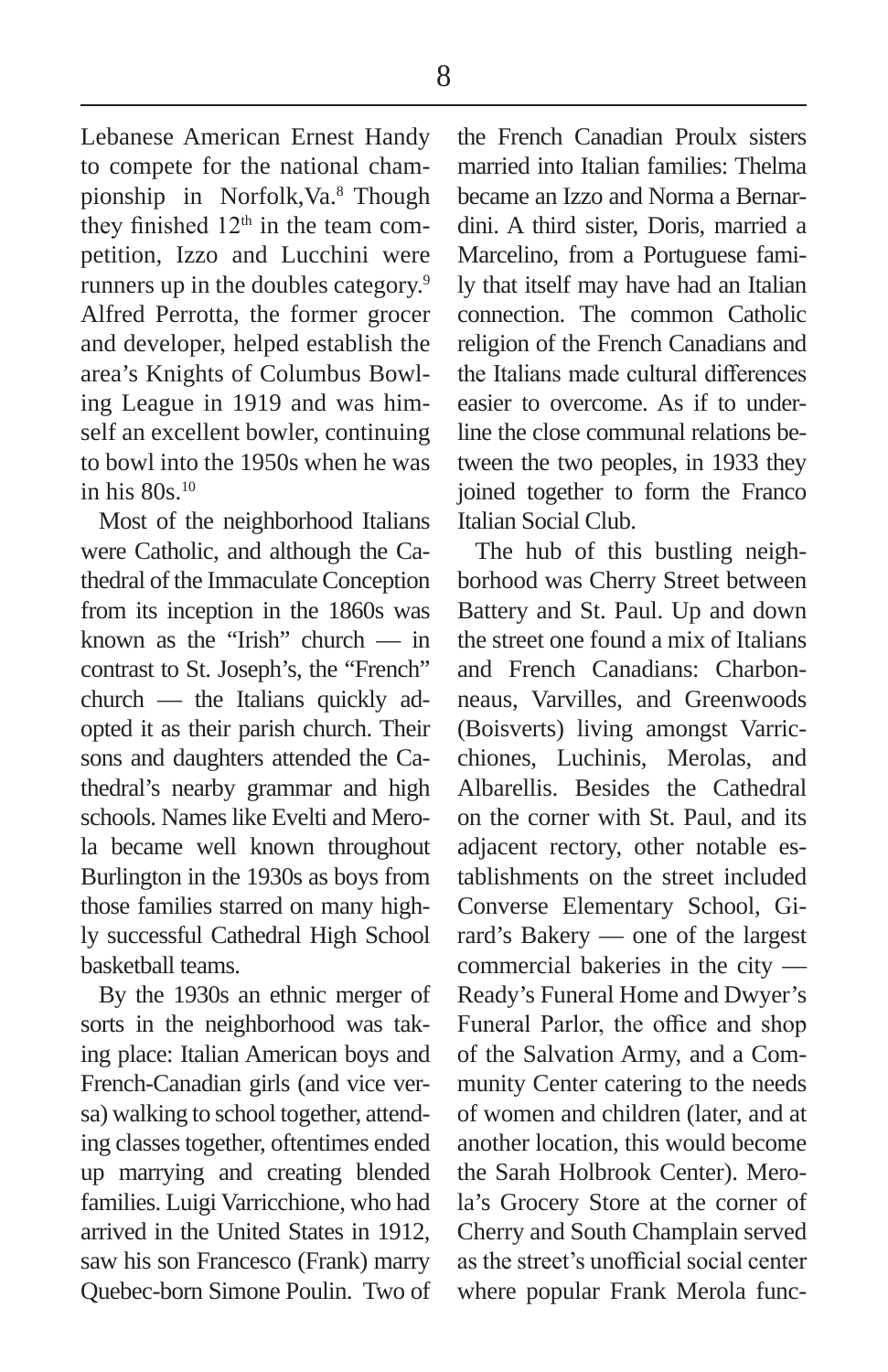Lebanese American Ernest Handy to compete for the national championship in Norfolk,Va.[8] Though they finished 12th in the team competition, Izzo and Lucchini were runners up in the doubles category.[9] Alfred Perrotta, the former grocer and developer, helped establish the area's Knights of Columbus Bowling League in 1919 and was himself an excellent bowler, continuing to bowl into the 1950s when he was in his 80s.[10]

Most of the neighborhood Italians were Catholic, and although the Cathedral of the Immaculate Conception from its inception in the 1860s was known as the "Irish" church — in contrast to St. Joseph's, the "French" church — the Italians quickly adopted it as their parish church. Their sons and daughters attended the Cathedral's nearby grammar and high schools. Names like Evelti and Merola became well known throughout Burlington in the 1930s as boys from those families starred on many highly successful Cathedral High School basketball teams.

By the 1930s an ethnic merger of sorts in the neighborhood was taking place: Italian American boys and French-Canadian girls (and vice versa) walking to school together, attending classes together, oftentimes ended up marrying and creating blended families. Luigi Varricchione, who had arrived in the United States in 1912, saw his son Francesco (Frank) marry Quebec-born Simone Poulin. Two of the French Canadian Proulx sisters married into Italian families: Thelma became an Izzo and Norma a Bernardini. A third sister, Doris, married a Marcelino, from a Portuguese family that itself may have had an Italian connection. The common Catholic religion of the French Canadians and the Italians made cultural differences easier to overcome. As if to underline the close communal relations between the two peoples, in 1933 they joined together to form the Franco Italian Social Club.

The hub of this bustling neighborhood was Cherry Street between Battery and St. Paul. Up and down the street one found a mix of Italians and French Canadians: Charbonneaus, Varvilles, and Greenwoods (Boisverts) living amongst Varricchiones, Luchinis, Merolas, and Albarellis. Besides the Cathedral on the corner with St. Paul, and its adjacent rectory, other notable establishments on the street included Converse Elementary School, Girard's Bakery — one of the largest commercial bakeries in the city — Ready's Funeral Home and Dwyer's Funeral Parlor, the office and shop of the Salvation Army, and a Community Center catering to the needs of women and children (later, and at another location, this would become the Sarah Holbrook Center). Merola's Grocery Store at the corner of Cherry and South Champlain served as the street's unofficial social center where popular Frank Merola func-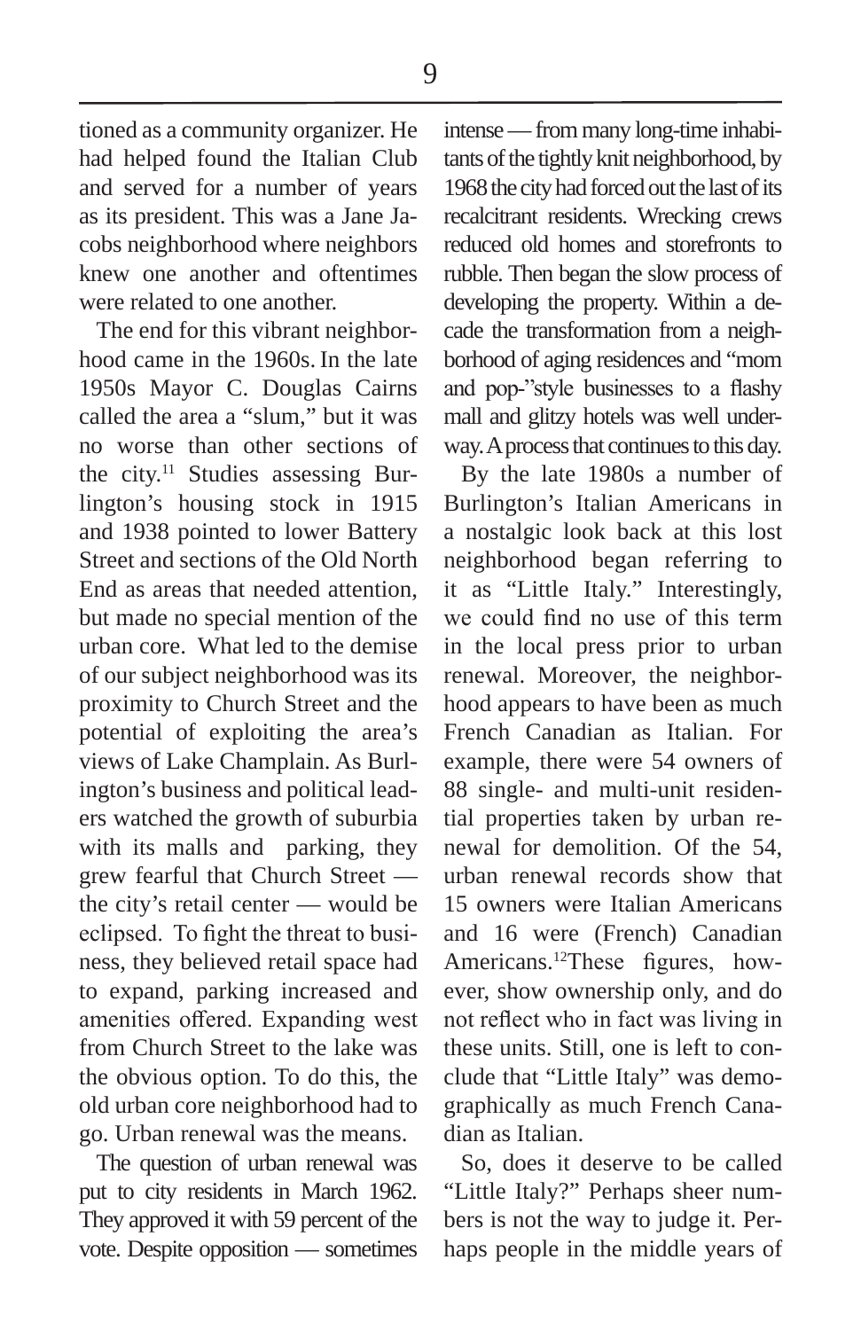tioned as a community organizer. He had helped found the Italian Club and served for a number of years as its president. This was a Jane Jacobs neighborhood where neighbors knew one another and oftentimes were related to one another.

The end for this vibrant neighborhood came in the 1960s. In the late 1950s Mayor C. Douglas Cairns called the area a "slum," but it was no worse than other sections of the city.[11] Studies assessing Burlington's housing stock in 1915 and 1938 pointed to lower Battery Street and sections of the Old North End as areas that needed attention, but made no special mention of the urban core. What led to the demise of our subject neighborhood was its proximity to Church Street and the potential of exploiting the area's views of Lake Champlain. As Burlington's business and political leaders watched the growth of suburbia with its malls and parking, they grew fearful that Church Street — the city's retail center — would be eclipsed. To fight the threat to business, they believed retail space had to expand, parking increased and amenities offered. Expanding west from Church Street to the lake was the obvious option. To do this, the old urban core neighborhood had to go. Urban renewal was the means.

The question of urban renewal was put to city residents in March 1962. They approved it with 59 percent of the vote. Despite opposition — sometimes intense — from many long-time inhabitants of the tightly knit neighborhood, by 1968 the city had forced out the last of its recalcitrant residents. Wrecking crews reduced old homes and storefronts to rubble. Then began the slow process of developing the property. Within a decade the transformation from a neighborhood of aging residences and "mom and pop-"style businesses to a flashy mall and glitzy hotels was well underway. A process that continues to this day.

By the late 1980s a number of Burlington's Italian Americans in a nostalgic look back at this lost neighborhood began referring to it as "Little Italy." Interestingly, we could find no use of this term in the local press prior to urban renewal. Moreover, the neighborhood appears to have been as much French Canadian as Italian. For example, there were 54 owners of 88 single- and multi-unit residential properties taken by urban renewal for demolition. Of the 54, urban renewal records show that 15 owners were Italian Americans and 16 were (French) Canadian Americans.[12] These figures, however, show ownership only, and do not reflect who in fact was living in these units. Still, one is left to conclude that "Little Italy" was demographically as much French Canadian as Italian.

So, does it deserve to be called "Little Italy?" Perhaps sheer numbers is not the way to judge it. Perhaps people in the middle years of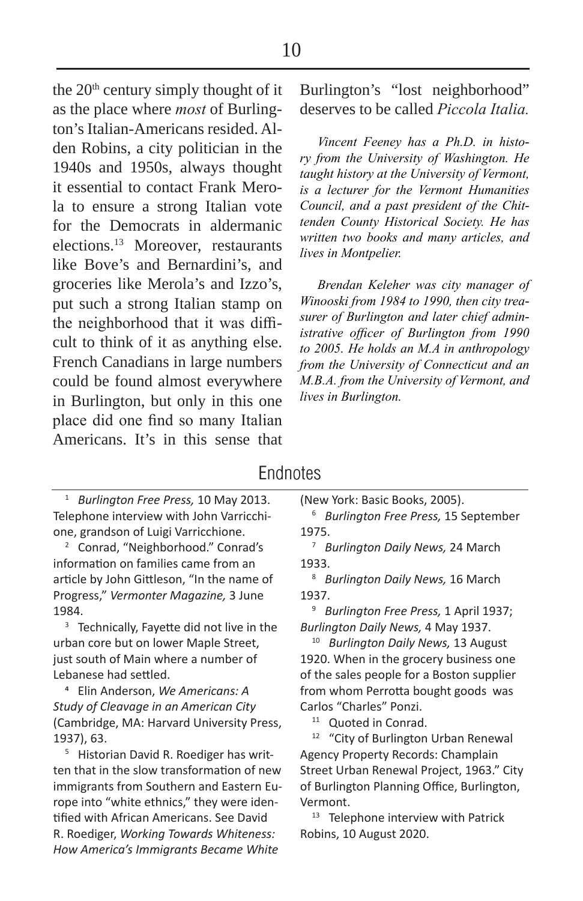the 20th century simply thought of it as the place where *most* of Burlington's Italian-Americans resided. Alden Robins, a city politician in the 1940s and 1950s, always thought it essential to contact Frank Merola to ensure a strong Italian vote for the Democrats in aldermanic elections.[13] Moreover, restaurants like Bove's and Bernardini's, and groceries like Merola's and Izzo's, put such a strong Italian stamp on the neighborhood that it was difficult to think of it as anything else. French Canadians in large numbers could be found almost everywhere in Burlington, but only in this one place did one find so many Italian Americans. It's in this sense that Burlington's "lost neighborhood" deserves to be called *Piccola Italia.*

*Vincent Feeney has a Ph.D. in history from the University of Washington. He taught history at the University of Vermont, is a lecturer for the Vermont Humanities Council, and a past president of the Chittenden County Historical Society. He has written two books and many articles, and lives in Montpelier.*

*Brendan Keleher was city manager of Winooski from 1984 to 1990, then city treasurer of Burlington and later chief administrative officer of Burlington from 1990 to 2005. He holds an M.A in anthropology from the University of Connecticut and an M.B.A. from the University of Vermont, and lives in Burlington.*

## Endnotes

1. *Burlington Free Press,* 10 May 2013. Telephone interview with John Varricchione, grandson of Luigi Varricchione.

2. Conrad, "Neighborhood." Conrad's information on families came from an article by John Gittleson, "In the name of Progress," *Vermonter Magazine,* 3 June 1984.

3. Technically, Fayette did not live in the urban core but on lower Maple Street, just south of Main where a number of Lebanese had settled.

4. Elin Anderson, *We Americans: A Study of Cleavage in an American City* (Cambridge, MA: Harvard University Press, 1937), 63.

5. Historian David R. Roediger has written that in the slow transformation of new immigrants from Southern and Eastern Europe into "white ethnics," they were identified with African Americans. See David R. Roediger, *Working Towards Whiteness: How America's Immigrants Became White* (New York: Basic Books, 2005).

6. *Burlington Free Press,* 15 September 1975.

7. *Burlington Daily News,* 24 March 1933.

8. *Burlington Daily News,* 16 March 1937.

9. *Burlington Free Press,* 1 April 1937; *Burlington Daily News,* 4 May 1937.

10. *Burlington Daily News,* 13 August 1920. When in the grocery business one of the sales people for a Boston supplier from whom Perrotta bought goods was Carlos "Charles" Ponzi.

11. Quoted in Conrad.

12. "City of Burlington Urban Renewal Agency Property Records: Champlain Street Urban Renewal Project, 1963." City of Burlington Planning Office, Burlington, Vermont.

13. Telephone interview with Patrick Robins, 10 August 2020.